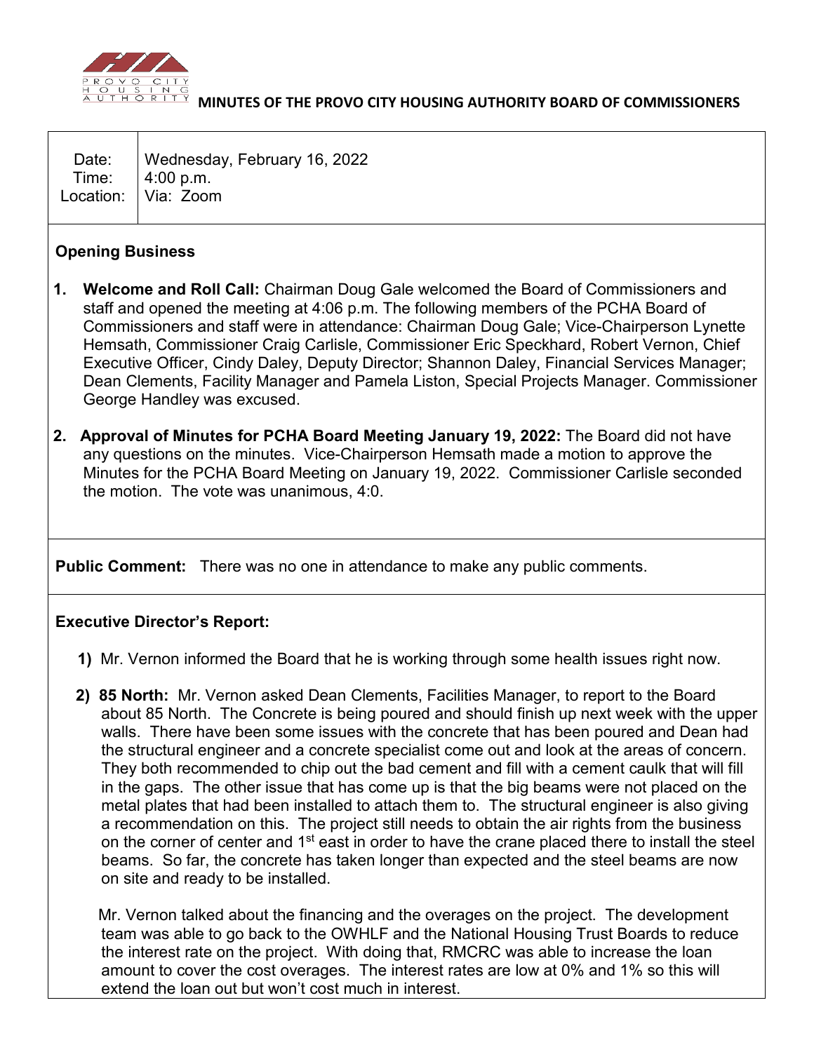# MINUTES OF THE PROVO CITY HOUSING AUTHORITY BOARD OF COMMISSIONERS

| | |
|---|---|
| Date: | Wednesday, February 16, 2022 |
| Time: | 4:00 p.m. |
| Location: | Via: Zoom |

## Opening Business

1. **Welcome and Roll Call:** Chairman Doug Gale welcomed the Board of Commissioners and staff and opened the meeting at 4:06 p.m. The following members of the PCHA Board of Commissioners and staff were in attendance: Chairman Doug Gale; Vice-Chairperson Lynette Hemsath, Commissioner Craig Carlisle, Commissioner Eric Speckhard, Robert Vernon, Chief Executive Officer, Cindy Daley, Deputy Director; Shannon Daley, Financial Services Manager; Dean Clements, Facility Manager and Pamela Liston, Special Projects Manager. Commissioner George Handley was excused.

2. **Approval of Minutes for PCHA Board Meeting January 19, 2022:** The Board did not have any questions on the minutes. Vice-Chairperson Hemsath made a motion to approve the Minutes for the PCHA Board Meeting on January 19, 2022. Commissioner Carlisle seconded the motion. The vote was unanimous, 4:0.

**Public Comment:** There was no one in attendance to make any public comments.

## Executive Director's Report:

1) Mr. Vernon informed the Board that he is working through some health issues right now.

2) **85 North:** Mr. Vernon asked Dean Clements, Facilities Manager, to report to the Board about 85 North. The Concrete is being poured and should finish up next week with the upper walls. There have been some issues with the concrete that has been poured and Dean had the structural engineer and a concrete specialist come out and look at the areas of concern. They both recommended to chip out the bad cement and fill with a cement caulk that will fill in the gaps. The other issue that has come up is that the big beams were not placed on the metal plates that had been installed to attach them to. The structural engineer is also giving a recommendation on this. The project still needs to obtain the air rights from the business on the corner of center and 1st east in order to have the crane placed there to install the steel beams. So far, the concrete has taken longer than expected and the steel beams are now on site and ready to be installed.

   Mr. Vernon talked about the financing and the overages on the project. The development team was able to go back to the OWHLF and the National Housing Trust Boards to reduce the interest rate on the project. With doing that, RMCRC was able to increase the loan amount to cover the cost overages. The interest rates are low at 0% and 1% so this will extend the loan out but won't cost much in interest.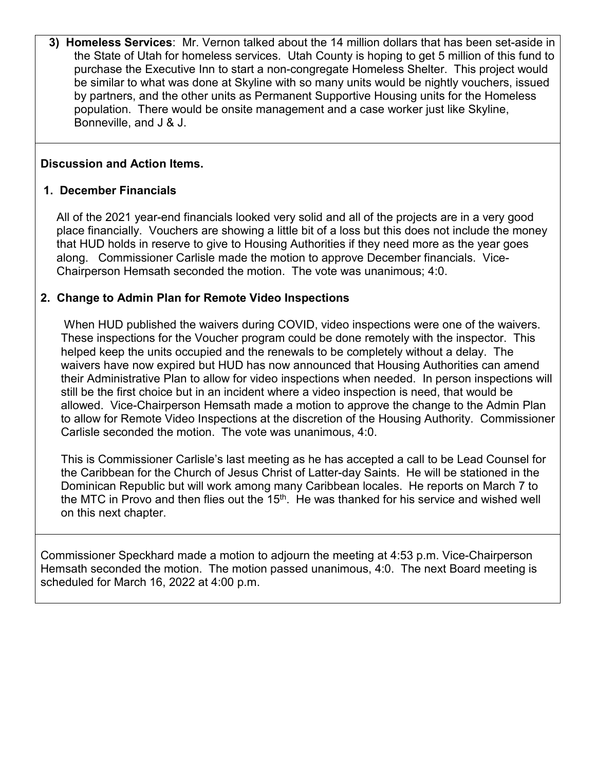3) **Homeless Services**: Mr. Vernon talked about the 14 million dollars that has been set-aside in the State of Utah for homeless services. Utah County is hoping to get 5 million of this fund to purchase the Executive Inn to start a non-congregate Homeless Shelter. This project would be similar to what was done at Skyline with so many units would be nightly vouchers, issued by partners, and the other units as Permanent Supportive Housing units for the Homeless population. There would be onsite management and a case worker just like Skyline, Bonneville, and J & J.

**Discussion and Action Items.**

**1. December Financials**

All of the 2021 year-end financials looked very solid and all of the projects are in a very good place financially. Vouchers are showing a little bit of a loss but this does not include the money that HUD holds in reserve to give to Housing Authorities if they need more as the year goes along. Commissioner Carlisle made the motion to approve December financials. Vice-Chairperson Hemsath seconded the motion. The vote was unanimous; 4:0.

**2. Change to Admin Plan for Remote Video Inspections**

When HUD published the waivers during COVID, video inspections were one of the waivers. These inspections for the Voucher program could be done remotely with the inspector. This helped keep the units occupied and the renewals to be completely without a delay. The waivers have now expired but HUD has now announced that Housing Authorities can amend their Administrative Plan to allow for video inspections when needed. In person inspections will still be the first choice but in an incident where a video inspection is need, that would be allowed. Vice-Chairperson Hemsath made a motion to approve the change to the Admin Plan to allow for Remote Video Inspections at the discretion of the Housing Authority. Commissioner Carlisle seconded the motion. The vote was unanimous, 4:0.

This is Commissioner Carlisle's last meeting as he has accepted a call to be Lead Counsel for the Caribbean for the Church of Jesus Christ of Latter-day Saints. He will be stationed in the Dominican Republic but will work among many Caribbean locales. He reports on March 7 to the MTC in Provo and then flies out the 15th. He was thanked for his service and wished well on this next chapter.

Commissioner Speckhard made a motion to adjourn the meeting at 4:53 p.m. Vice-Chairperson Hemsath seconded the motion. The motion passed unanimous, 4:0. The next Board meeting is scheduled for March 16, 2022 at 4:00 p.m.